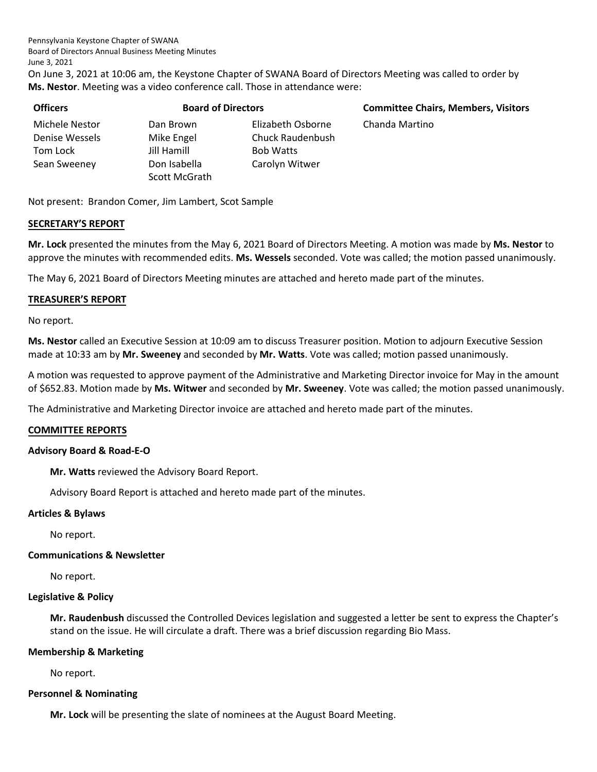Pennsylvania Keystone Chapter of SWANA
Board of Directors Annual Business Meeting Minutes
June 3, 2021

On June 3, 2021 at 10:06 am, the Keystone Chapter of SWANA Board of Directors Meeting was called to order by **Ms. Nestor**. Meeting was a video conference call. Those in attendance were:

| Officers | Board of Directors | | Committee Chairs, Members, Visitors |
|---|---|---|---|
| Michele Nestor | Dan Brown | Elizabeth Osborne | Chanda Martino |
| Denise Wessels | Mike Engel | Chuck Raudenbush | |
| Tom Lock | Jill Hamill | Bob Watts | |
| Sean Sweeney | Don Isabella | Carolyn Witwer | |
| | Scott McGrath | | |

Not present: Brandon Comer, Jim Lambert, Scot Sample

## SECRETARY'S REPORT

**Mr. Lock** presented the minutes from the May 6, 2021 Board of Directors Meeting. A motion was made by **Ms. Nestor** to approve the minutes with recommended edits. **Ms. Wessels** seconded. Vote was called; the motion passed unanimously.

The May 6, 2021 Board of Directors Meeting minutes are attached and hereto made part of the minutes.

## TREASURER'S REPORT

No report.

**Ms. Nestor** called an Executive Session at 10:09 am to discuss Treasurer position. Motion to adjourn Executive Session made at 10:33 am by **Mr. Sweeney** and seconded by **Mr. Watts**. Vote was called; motion passed unanimously.

A motion was requested to approve payment of the Administrative and Marketing Director invoice for May in the amount of $652.83. Motion made by **Ms. Witwer** and seconded by **Mr. Sweeney**. Vote was called; the motion passed unanimously.

The Administrative and Marketing Director invoice are attached and hereto made part of the minutes.

## COMMITTEE REPORTS

### Advisory Board & Road-E-O

**Mr. Watts** reviewed the Advisory Board Report.

Advisory Board Report is attached and hereto made part of the minutes.

### Articles & Bylaws

No report.

### Communications & Newsletter

No report.

### Legislative & Policy

**Mr. Raudenbush** discussed the Controlled Devices legislation and suggested a letter be sent to express the Chapter's stand on the issue. He will circulate a draft. There was a brief discussion regarding Bio Mass.

### Membership & Marketing

No report.

### Personnel & Nominating

**Mr. Lock** will be presenting the slate of nominees at the August Board Meeting.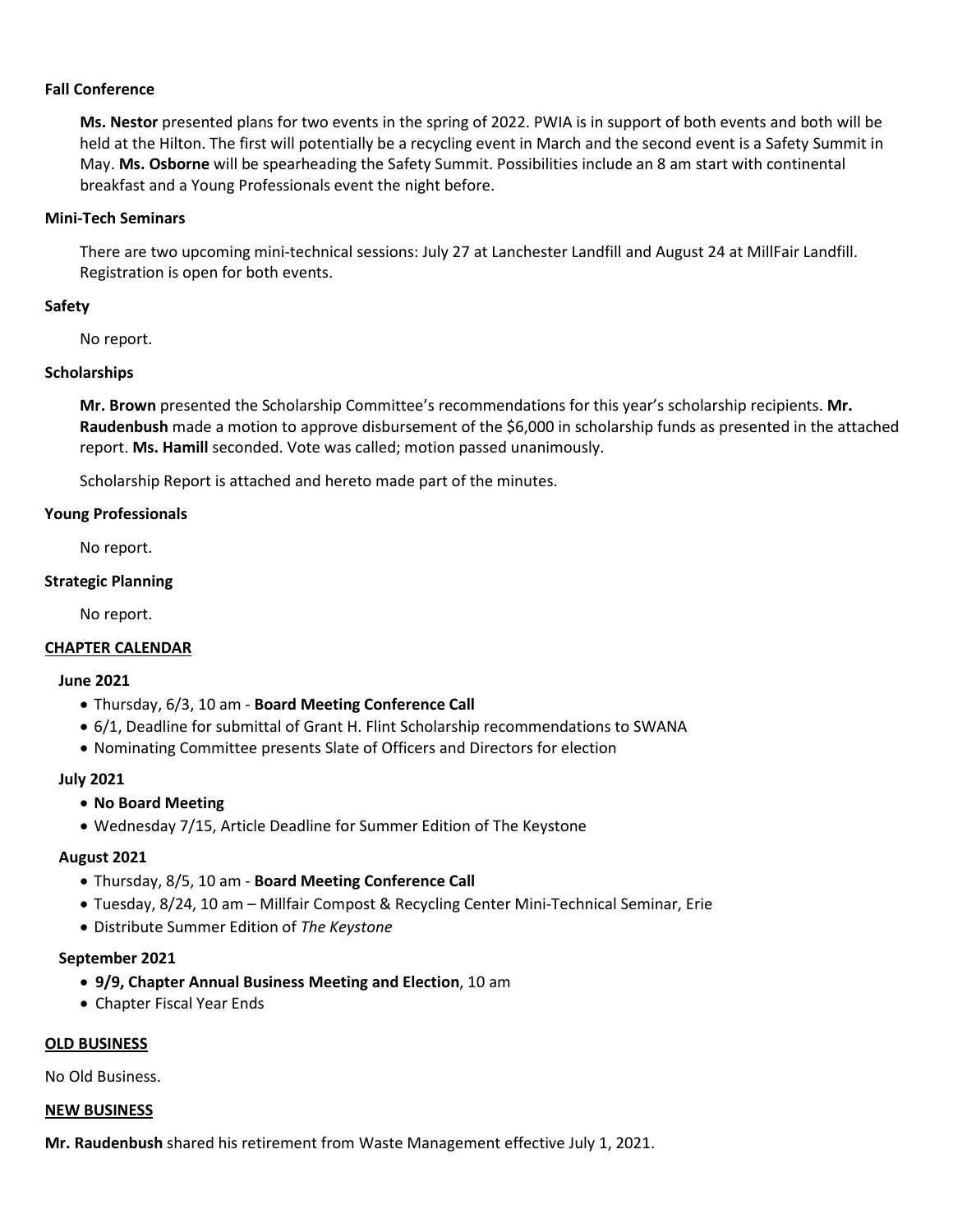**Fall Conference**

**Ms. Nestor** presented plans for two events in the spring of 2022. PWIA is in support of both events and both will be held at the Hilton. The first will potentially be a recycling event in March and the second event is a Safety Summit in May. **Ms. Osborne** will be spearheading the Safety Summit. Possibilities include an 8 am start with continental breakfast and a Young Professionals event the night before.

**Mini-Tech Seminars**

There are two upcoming mini-technical sessions: July 27 at Lanchester Landfill and August 24 at MillFair Landfill. Registration is open for both events.

**Safety**

No report.

**Scholarships**

**Mr. Brown** presented the Scholarship Committee's recommendations for this year's scholarship recipients. **Mr. Raudenbush** made a motion to approve disbursement of the $6,000 in scholarship funds as presented in the attached report. **Ms. Hamill** seconded. Vote was called; motion passed unanimously.

Scholarship Report is attached and hereto made part of the minutes.

**Young Professionals**

No report.

**Strategic Planning**

No report.

## CHAPTER CALENDAR

**June 2021**

- Thursday, 6/3, 10 am - **Board Meeting Conference Call**
- 6/1, Deadline for submittal of Grant H. Flint Scholarship recommendations to SWANA
- Nominating Committee presents Slate of Officers and Directors for election

**July 2021**

- **No Board Meeting**
- Wednesday 7/15, Article Deadline for Summer Edition of The Keystone

**August 2021**

- Thursday, 8/5, 10 am - **Board Meeting Conference Call**
- Tuesday, 8/24, 10 am – Millfair Compost & Recycling Center Mini-Technical Seminar, Erie
- Distribute Summer Edition of *The Keystone*

**September 2021**

- **9/9, Chapter Annual Business Meeting and Election**, 10 am
- Chapter Fiscal Year Ends

## OLD BUSINESS

No Old Business.

## NEW BUSINESS

**Mr. Raudenbush** shared his retirement from Waste Management effective July 1, 2021.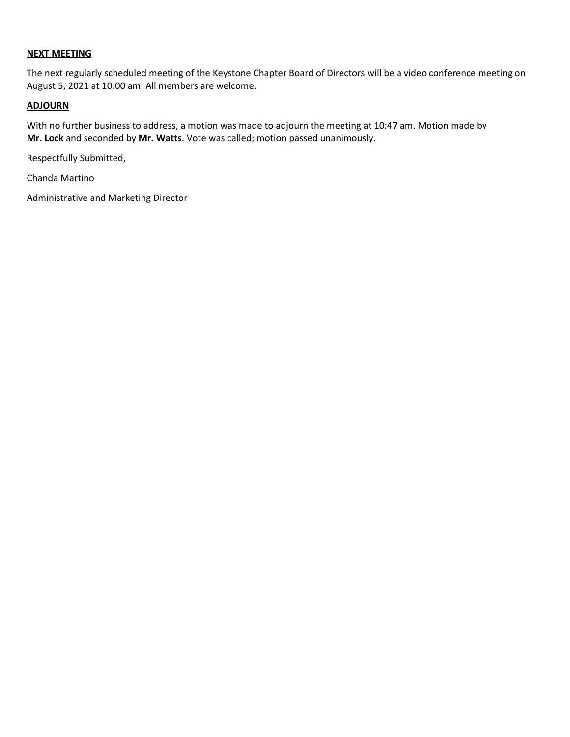**NEXT MEETING**

The next regularly scheduled meeting of the Keystone Chapter Board of Directors will be a video conference meeting on August 5, 2021 at 10:00 am. All members are welcome.

**ADJOURN**

With no further business to address, a motion was made to adjourn the meeting at 10:47 am. Motion made by **Mr. Lock** and seconded by **Mr. Watts**. Vote was called; motion passed unanimously.

Respectfully Submitted,

Chanda Martino

Administrative and Marketing Director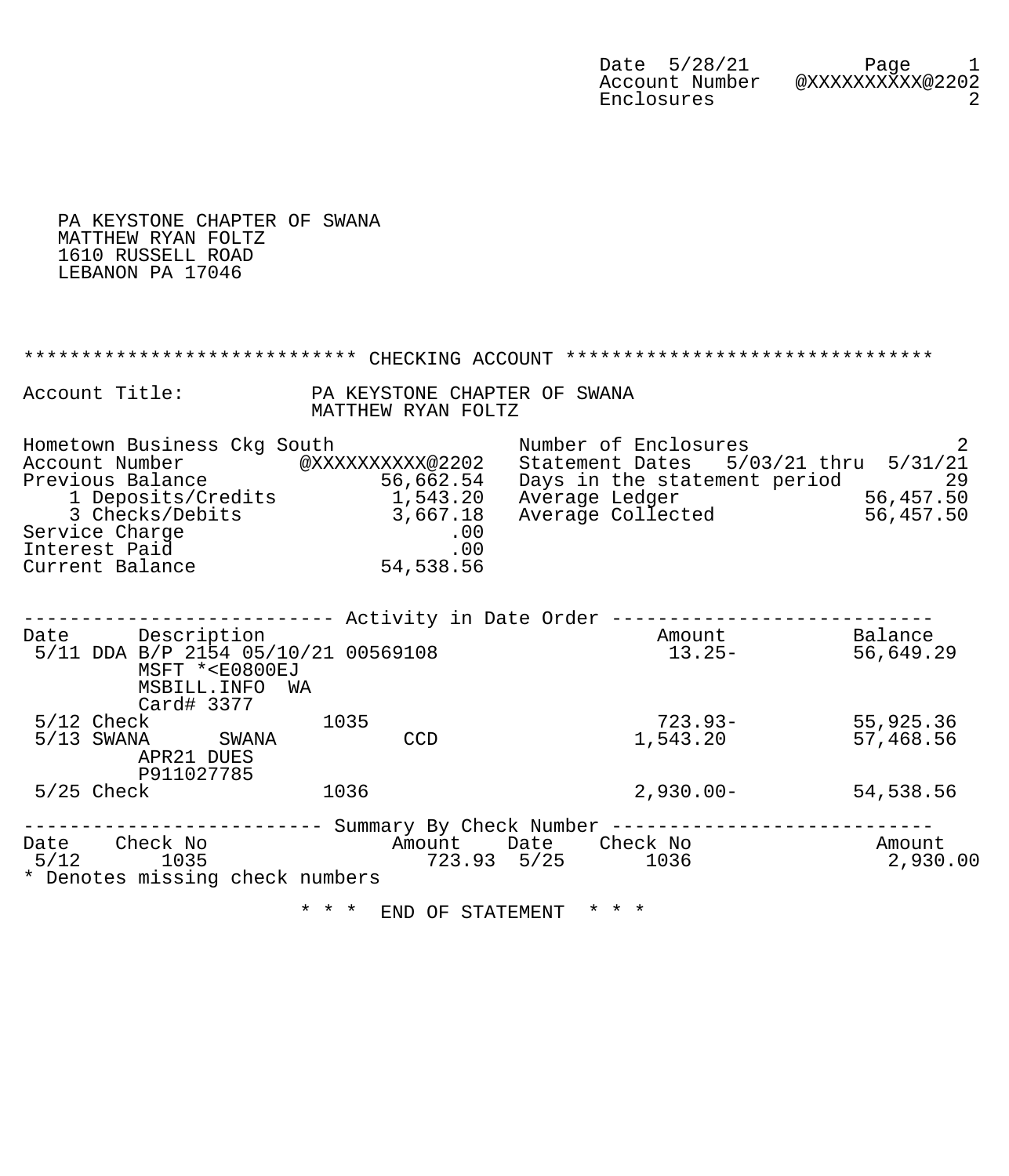Date 5/28/21 Page 1
Account Number @XXXXXXXXXX@2202
Enclosures 2

PA KEYSTONE CHAPTER OF SWANA
MATTHEW RYAN FOLTZ
1610 RUSSELL ROAD
LEBANON PA 17046

## ****************************** CHECKING ACCOUNT ******************************

Account Title: PA KEYSTONE CHAPTER OF SWANA
MATTHEW RYAN FOLTZ

| | | | |
|---|---|---|---|
| Hometown Business Ckg South | | Number of Enclosures | 2 |
| Account Number | @XXXXXXXXXX@2202 | Statement Dates | 5/03/21 thru 5/31/21 |
| Previous Balance | 56,662.54 | Days in the statement period | 29 |
| 1 Deposits/Credits | 1,543.20 | Average Ledger | 56,457.50 |
| 3 Checks/Debits | 3,667.18 | Average Collected | 56,457.50 |
| Service Charge | .00 | | |
| Interest Paid | .00 | | |
| Current Balance | 54,538.56 | | |

### -------------------------- Activity in Date Order --------------------------

| Date | Description | Amount | Balance |
|---|---|---|---|
| 5/11 | DDA B/P 2154 05/10/21 00569108 MSFT *<E0800EJ MSBILL.INFO WA Card# 3377 | 13.25- | 56,649.29 |
| 5/12 | Check 1035 | 723.93- | 55,925.36 |
| 5/13 | SWANA SWANA CCD APR21 DUES P911027785 | 1,543.20 | 57,468.56 |
| 5/25 | Check 1036 | 2,930.00- | 54,538.56 |

### ------------------------- Summary By Check Number -------------------------

| Date | Check No | Amount | Date | Check No | Amount |
|---|---|---|---|---|---|
| 5/12 | 1035 | 723.93 | 5/25 | 1036 | 2,930.00 |

* Denotes missing check numbers

* * * END OF STATEMENT * * *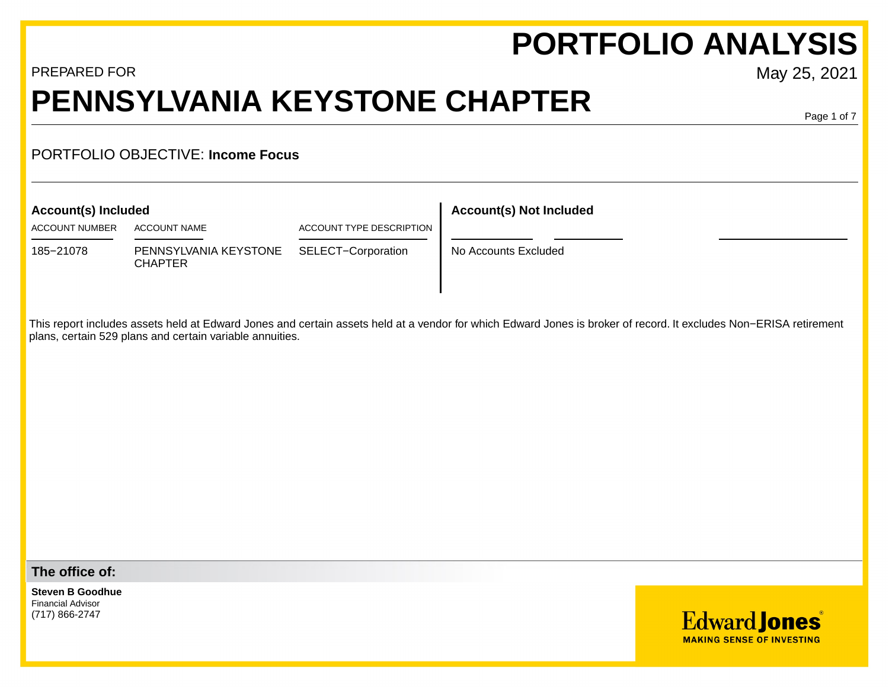# PORTFOLIO ANALYSIS

May 25, 2021

PREPARED FOR

# PENNSYLVANIA KEYSTONE CHAPTER

PORTFOLIO OBJECTIVE: **Income Focus**

## Account(s) Included

| ACCOUNT NUMBER | ACCOUNT NAME | ACCOUNT TYPE DESCRIPTION |
|---|---|---|
| 185−21078 | PENNSYLVANIA KEYSTONE CHAPTER | SELECT−Corporation |

## Account(s) Not Included

No Accounts Excluded

This report includes assets held at Edward Jones and certain assets held at a vendor for which Edward Jones is broker of record. It excludes Non−ERISA retirement plans, certain 529 plans and certain variable annuities.

**The office of:**

**Steven B Goodhue**
Financial Advisor
(717) 866-2747

Edward Jones
MAKING SENSE OF INVESTING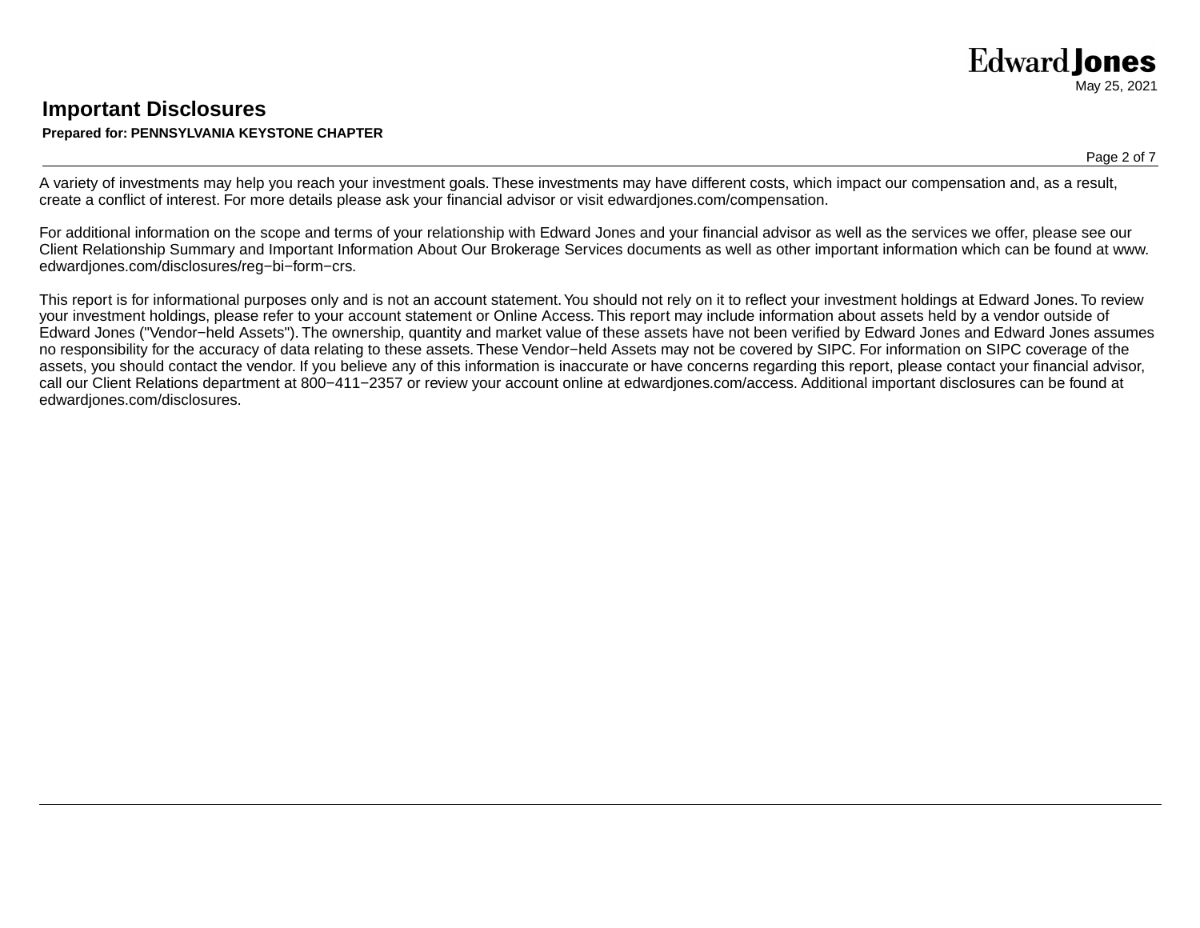# Important Disclosures

**Prepared for: PENNSYLVANIA KEYSTONE CHAPTER**

May 25, 2021

A variety of investments may help you reach your investment goals. These investments may have different costs, which impact our compensation and, as a result, create a conflict of interest. For more details please ask your financial advisor or visit edwardjones.com/compensation.

For additional information on the scope and terms of your relationship with Edward Jones and your financial advisor as well as the services we offer, please see our Client Relationship Summary and Important Information About Our Brokerage Services documents as well as other important information which can be found at www.edwardjones.com/disclosures/reg−bi−form−crs.

This report is for informational purposes only and is not an account statement. You should not rely on it to reflect your investment holdings at Edward Jones. To review your investment holdings, please refer to your account statement or Online Access. This report may include information about assets held by a vendor outside of Edward Jones ("Vendor−held Assets"). The ownership, quantity and market value of these assets have not been verified by Edward Jones and Edward Jones assumes no responsibility for the accuracy of data relating to these assets. These Vendor−held Assets may not be covered by SIPC. For information on SIPC coverage of the assets, you should contact the vendor. If you believe any of this information is inaccurate or have concerns regarding this report, please contact your financial advisor, call our Client Relations department at 800−411−2357 or review your account online at edwardjones.com/access. Additional important disclosures can be found at edwardjones.com/disclosures.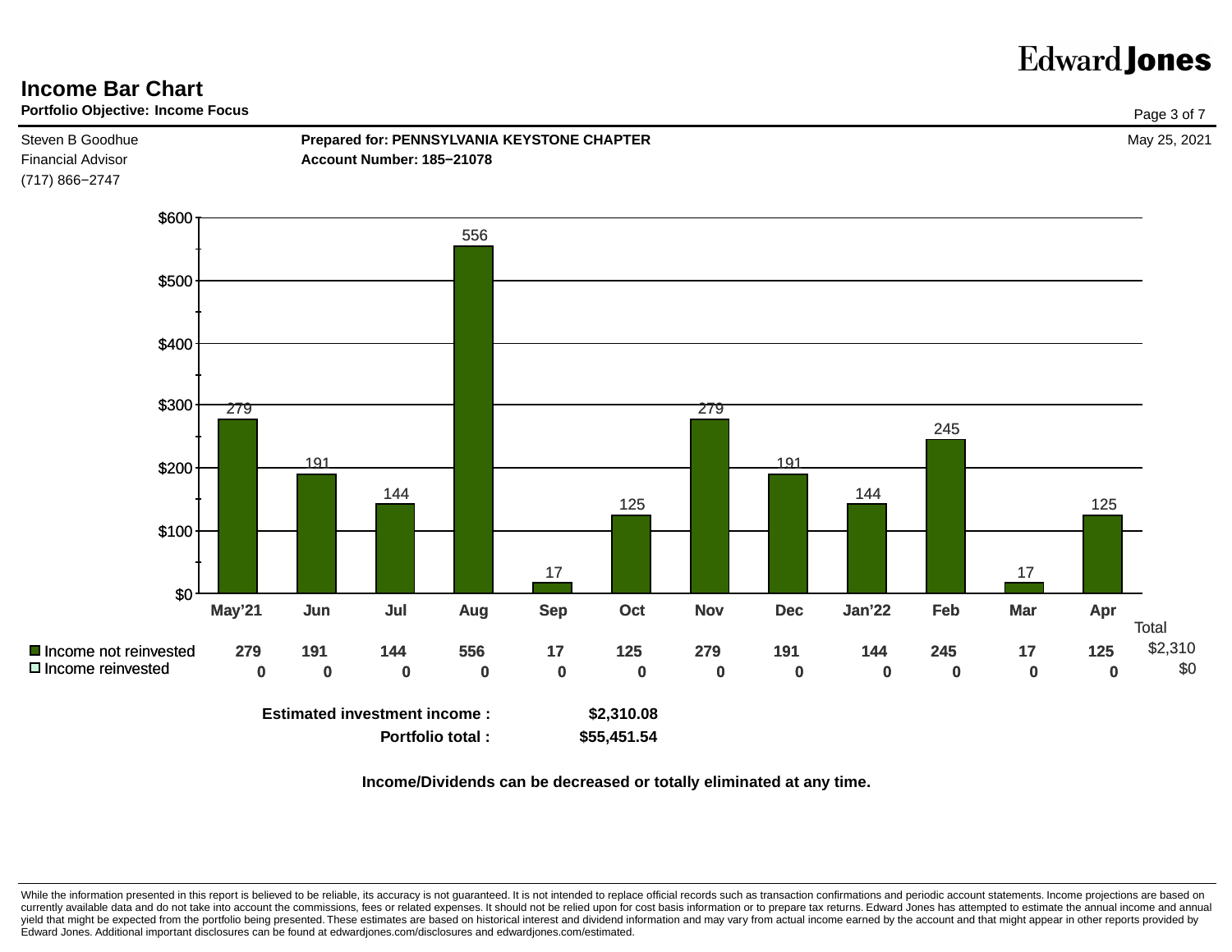# Income Bar Chart

**Portfolio Objective: Income Focus**

Steven B Goodhue
Financial Advisor
(717) 866−2747

**Prepared for: PENNSYLVANIA KEYSTONE CHAPTER**
**Account Number: 185−21078**

May 25, 2021

| | May'21 | Jun | Jul | Aug | Sep | Oct | Nov | Dec | Jan'22 | Feb | Mar | Apr | Total |
|---|---|---|---|---|---|---|---|---|---|---|---|---|---|
| Income not reinvested | 279 | 191 | 144 | 556 | 17 | 125 | 279 | 191 | 144 | 245 | 17 | 125 | $2,310 |
| Income reinvested | 0 | 0 | 0 | 0 | 0 | 0 | 0 | 0 | 0 | 0 | 0 | 0 | $0 |

**Estimated investment income :** **$2,310.08**

**Portfolio total :** **$55,451.54**

**Income/Dividends can be decreased or totally eliminated at any time.**

While the information presented in this report is believed to be reliable, its accuracy is not guaranteed. It is not intended to replace official records such as transaction confirmations and periodic account statements. Income projections are based on currently available data and do not take into account the commissions, fees or related expenses. It should not be relied upon for cost basis information or to prepare tax returns. Edward Jones has attempted to estimate the annual income and annual yield that might be expected from the portfolio being presented. These estimates are based on historical interest and dividend information and may vary from actual income earned by the account and that might appear in other reports provided by Edward Jones. Additional important disclosures can be found at edwardjones.com/disclosures and edwardjones.com/estimated.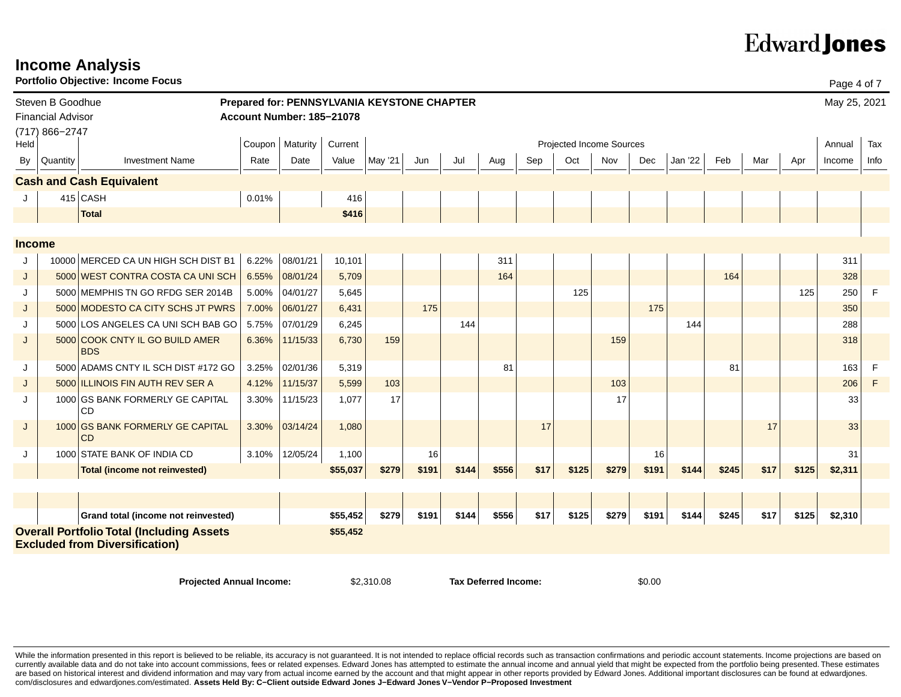# Income Analysis

**Portfolio Objective: Income Focus**

Steven B Goodhue
Financial Advisor
(717) 866−2747

**Prepared for: PENNSYLVANIA KEYSTONE CHAPTER**
**Account Number: 185−21078**

May 25, 2021

| Held By | Quantity | Investment Name | Coupon Rate | Maturity Date | Current Value | May '21 | Jun | Jul | Aug | Sep | Oct | Nov | Dec | Jan '22 | Feb | Mar | Apr | Annual Income | Tax Info |
|---|---|---|---|---|---|---|---|---|---|---|---|---|---|---|---|---|---|---|---|
| **Cash and Cash Equivalent** | | | | | | | | | | | | | | | | | | | |
| J | 415 | CASH | 0.01% | | 416 | | | | | | | | | | | | | | |
| | | **Total** | | | **$416** | | | | | | | | | | | | | | |
| **Income** | | | | | | | | | | | | | | | | | | | |
| J | 10000 | MERCED CA UN HIGH SCH DIST B1 | 6.22% | 08/01/21 | 10,101 | | | | 311 | | | | | | | | | 311 | |
| J | 5000 | WEST CONTRA COSTA CA UNI SCH | 6.55% | 08/01/24 | 5,709 | | | | 164 | | | | | | 164 | | | 328 | |
| J | 5000 | MEMPHIS TN GO RFDG SER 2014B | 5.00% | 04/01/27 | 5,645 | | | | | | 125 | | | | | | 125 | 250 | F |
| J | 5000 | MODESTO CA CITY SCHS JT PWRS | 7.00% | 06/01/27 | 6,431 | | 175 | | | | | | 175 | | | | | 350 | |
| J | 5000 | LOS ANGELES CA UNI SCH BAB GO | 5.75% | 07/01/29 | 6,245 | | | 144 | | | | | | 144 | | | | 288 | |
| J | 5000 | COOK CNTY IL GO BUILD AMER BDS | 6.36% | 11/15/33 | 6,730 | 159 | | | | | | 159 | | | | | | 318 | |
| J | 5000 | ADAMS CNTY IL SCH DIST #172 GO | 3.25% | 02/01/36 | 5,319 | | | | 81 | | | | | | 81 | | | 163 | F |
| J | 5000 | ILLINOIS FIN AUTH REV SER A | 4.12% | 11/15/37 | 5,599 | 103 | | | | | | 103 | | | | | | 206 | F |
| J | 1000 | GS BANK FORMERLY GE CAPITAL CD | 3.30% | 11/15/23 | 1,077 | 17 | | | | | | 17 | | | | | | 33 | |
| J | 1000 | GS BANK FORMERLY GE CAPITAL CD | 3.30% | 03/14/24 | 1,080 | | | | | 17 | | | | | | 17 | | 33 | |
| J | 1000 | STATE BANK OF INDIA CD | 3.10% | 12/05/24 | 1,100 | | 16 | | | | | | 16 | | | | | 31 | |
| | | **Total (income not reinvested)** | | | **$55,037** | **$279** | **$191** | **$144** | **$556** | **$17** | **$125** | **$279** | **$191** | **$144** | **$245** | **$17** | **$125** | **$2,311** | |
| | | **Grand total (income not reinvested)** | | | **$55,452** | **$279** | **$191** | **$144** | **$556** | **$17** | **$125** | **$279** | **$191** | **$144** | **$245** | **$17** | **$125** | **$2,310** | |
| **Overall Portfolio Total (Including Assets Excluded from Diversification)** | | | | | **$55,452** | | | | | | | | | | | | | | |

**Projected Annual Income:** $2,310.08 **Tax Deferred Income:** $0.00

While the information presented in this report is believed to be reliable, its accuracy is not guaranteed. It is not intended to replace official records such as transaction confirmations and periodic account statements. Income projections are based on currently available data and do not take into account commissions, fees or related expenses. Edward Jones has attempted to estimate the annual income and annual yield that might be expected from the portfolio being presented. These estimates are based on historical interest and dividend information and may vary from actual income earned by the account and that might appear in other reports provided by Edward Jones. Additional important disclosures can be found at edwardjones.com/disclosures and edwardjones.com/estimated. **Assets Held By: C−Client outside Edward Jones J−Edward Jones V−Vendor P−Proposed Investment**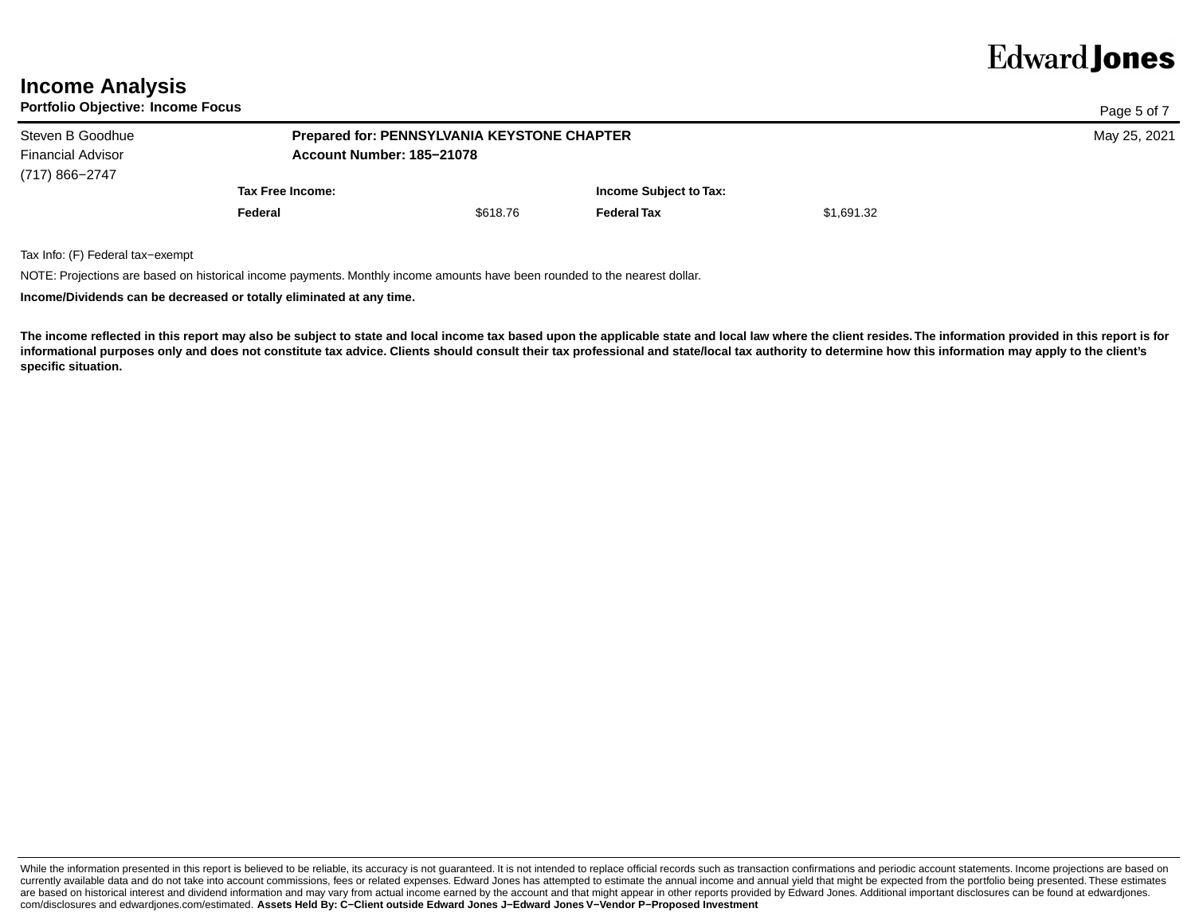# Income Analysis

**Portfolio Objective: Income Focus**

Steven B Goodhue
Financial Advisor
(717) 866−2747

**Prepared for: PENNSYLVANIA KEYSTONE CHAPTER**
**Account Number: 185−21078**

May 25, 2021

| **Tax Free Income:** | | **Income Subject to Tax:** | |
|---|---|---|---|
| **Federal** | $618.76 | **Federal Tax** | $1,691.32 |

Tax Info: (F) Federal tax−exempt

NOTE: Projections are based on historical income payments. Monthly income amounts have been rounded to the nearest dollar.

**Income/Dividends can be decreased or totally eliminated at any time.**

**The income reflected in this report may also be subject to state and local income tax based upon the applicable state and local law where the client resides. The information provided in this report is for informational purposes only and does not constitute tax advice. Clients should consult their tax professional and state/local tax authority to determine how this information may apply to the client's specific situation.**

While the information presented in this report is believed to be reliable, its accuracy is not guaranteed. It is not intended to replace official records such as transaction confirmations and periodic account statements. Income projections are based on currently available data and do not take into account commissions, fees or related expenses. Edward Jones has attempted to estimate the annual income and annual yield that might be expected from the portfolio being presented. These estimates are based on historical interest and dividend information and may vary from actual income earned by the account and that might appear in other reports provided by Edward Jones. Additional important disclosures can be found at edwardjones.com/disclosures and edwardjones.com/estimated. **Assets Held By: C−Client outside Edward Jones J−Edward Jones V−Vendor P−Proposed Investment**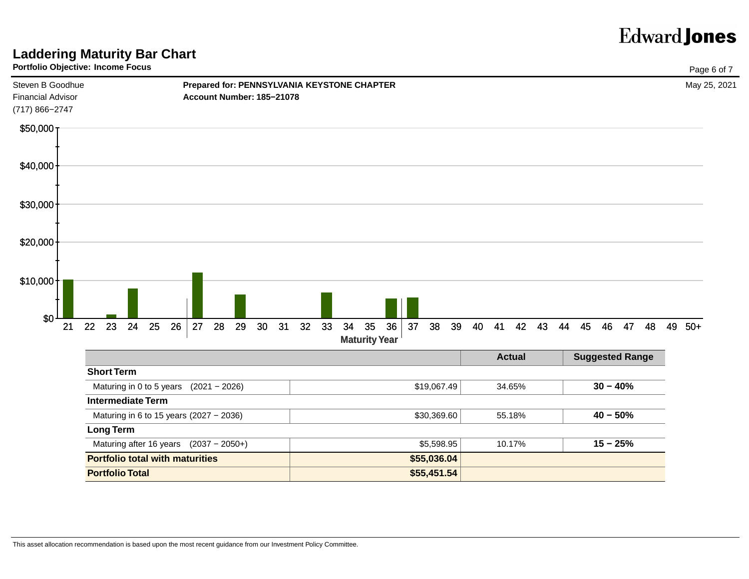Edward Jones

# Laddering Maturity Bar Chart

**Portfolio Objective: Income Focus**

Steven B Goodhue
Financial Advisor
(717) 866−2747

**Prepared for: PENNSYLVANIA KEYSTONE CHAPTER**
**Account Number: 185−21078**

May 25, 2021

| | | Actual | Suggested Range |
|---|---|---|---|
| **Short Term** | | | |
| Maturing in 0 to 5 years (2021 − 2026) | $19,067.49 | 34.65% | **30 − 40%** |
| **Intermediate Term** | | | |
| Maturing in 6 to 15 years (2027 − 2036) | $30,369.60 | 55.18% | **40 − 50%** |
| **Long Term** | | | |
| Maturing after 16 years (2037 − 2050+) | $5,598.95 | 10.17% | **15 − 25%** |
| **Portfolio total with maturities** | **$55,036.04** | | |
| **Portfolio Total** | **$55,451.54** | | |

This asset allocation recommendation is based upon the most recent guidance from our Investment Policy Committee.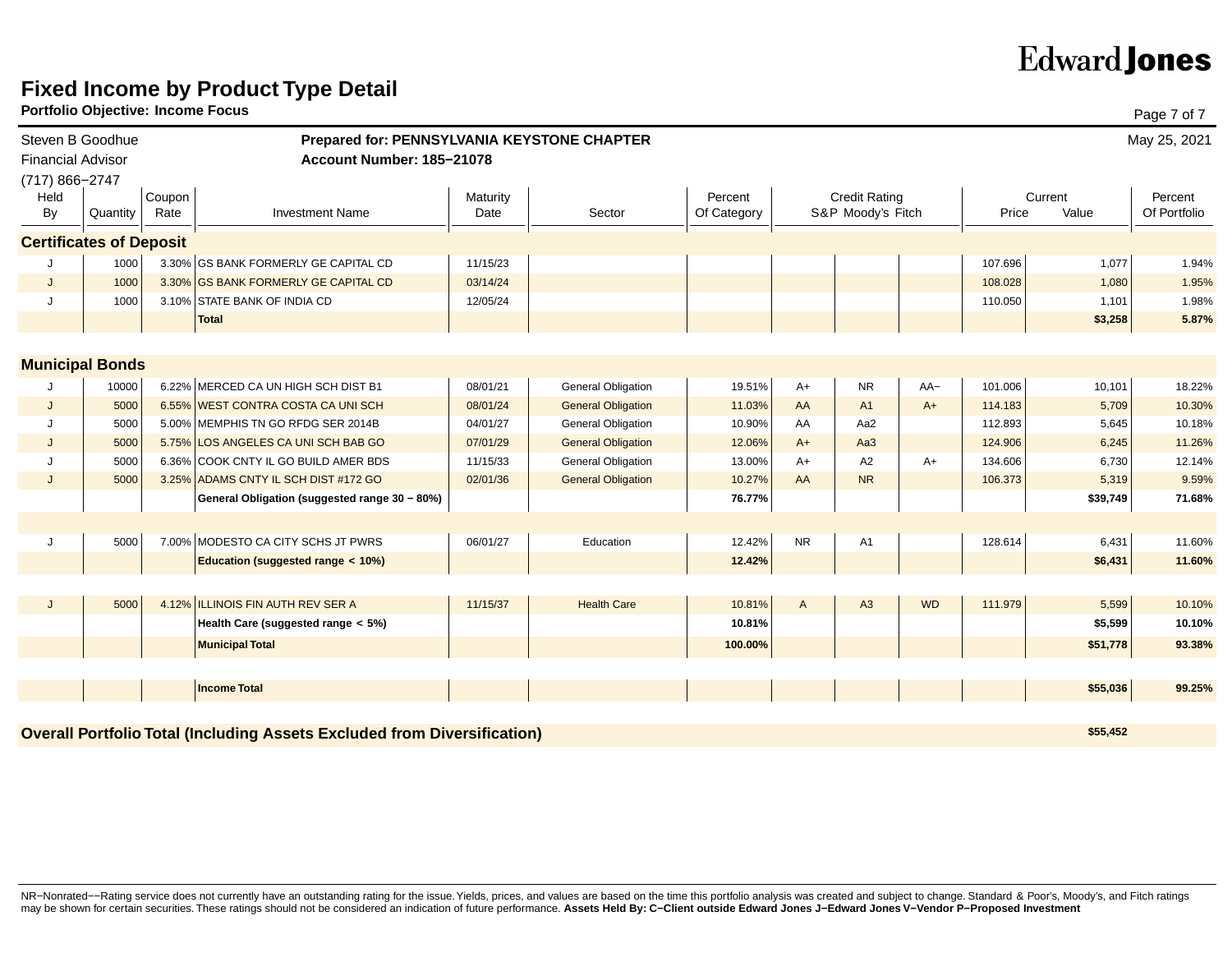# Fixed Income by Product Type Detail

**Portfolio Objective: Income Focus**

Steven B Goodhue
Financial Advisor
(717) 866−2747

**Prepared for: PENNSYLVANIA KEYSTONE CHAPTER**
**Account Number: 185−21078**

May 25, 2021

| Held By | Quantity | Coupon Rate | Investment Name | Maturity Date | Sector | Percent Of Category | Credit Rating S&P | Moody's | Fitch | Current Price | Value | Percent Of Portfolio |
|---|---|---|---|---|---|---|---|---|---|---|---|---|
| **Certificates of Deposit** | | | | | | | | | | | | |
| J | 1000 | 3.30% | GS BANK FORMERLY GE CAPITAL CD | 11/15/23 | | | | | | 107.696 | 1,077 | 1.94% |
| J | 1000 | 3.30% | GS BANK FORMERLY GE CAPITAL CD | 03/14/24 | | | | | | 108.028 | 1,080 | 1.95% |
| J | 1000 | 3.10% | STATE BANK OF INDIA CD | 12/05/24 | | | | | | 110.050 | 1,101 | 1.98% |
| | | | **Total** | | | | | | | | **$3,258** | **5.87%** |
| **Municipal Bonds** | | | | | | | | | | | | |
| J | 10000 | 6.22% | MERCED CA UN HIGH SCH DIST B1 | 08/01/21 | General Obligation | 19.51% | A+ | NR | AA− | 101.006 | 10,101 | 18.22% |
| J | 5000 | 6.55% | WEST CONTRA COSTA CA UNI SCH | 08/01/24 | General Obligation | 11.03% | AA | A1 | A+ | 114.183 | 5,709 | 10.30% |
| J | 5000 | 5.00% | MEMPHIS TN GO RFDG SER 2014B | 04/01/27 | General Obligation | 10.90% | AA | Aa2 | | 112.893 | 5,645 | 10.18% |
| J | 5000 | 5.75% | LOS ANGELES CA UNI SCH BAB GO | 07/01/29 | General Obligation | 12.06% | A+ | Aa3 | | 124.906 | 6,245 | 11.26% |
| J | 5000 | 6.36% | COOK CNTY IL GO BUILD AMER BDS | 11/15/33 | General Obligation | 13.00% | A+ | A2 | A+ | 134.606 | 6,730 | 12.14% |
| J | 5000 | 3.25% | ADAMS CNTY IL SCH DIST #172 GO | 02/01/36 | General Obligation | 10.27% | AA | NR | | 106.373 | 5,319 | 9.59% |
| | | | **General Obligation (suggested range 30 − 80%)** | | | **76.77%** | | | | | **$39,749** | **71.68%** |
| J | 5000 | 7.00% | MODESTO CA CITY SCHS JT PWRS | 06/01/27 | Education | 12.42% | NR | A1 | | 128.614 | 6,431 | 11.60% |
| | | | **Education (suggested range < 10%)** | | | **12.42%** | | | | | **$6,431** | **11.60%** |
| J | 5000 | 4.12% | ILLINOIS FIN AUTH REV SER A | 11/15/37 | Health Care | 10.81% | A | A3 | WD | 111.979 | 5,599 | 10.10% |
| | | | **Health Care (suggested range < 5%)** | | | **10.81%** | | | | | **$5,599** | **10.10%** |
| | | | **Municipal Total** | | | **100.00%** | | | | | **$51,778** | **93.38%** |
| | | | **Income Total** | | | | | | | | **$55,036** | **99.25%** |

**Overall Portfolio Total (Including Assets Excluded from Diversification)** **$55,452**

NR−Nonrated−−Rating service does not currently have an outstanding rating for the issue. Yields, prices, and values are based on the time this portfolio analysis was created and subject to change. Standard & Poor's, Moody's, and Fitch ratings may be shown for certain securities. These ratings should not be considered an indication of future performance. **Assets Held By: C−Client outside Edward Jones J−Edward Jones V−Vendor P−Proposed Investment**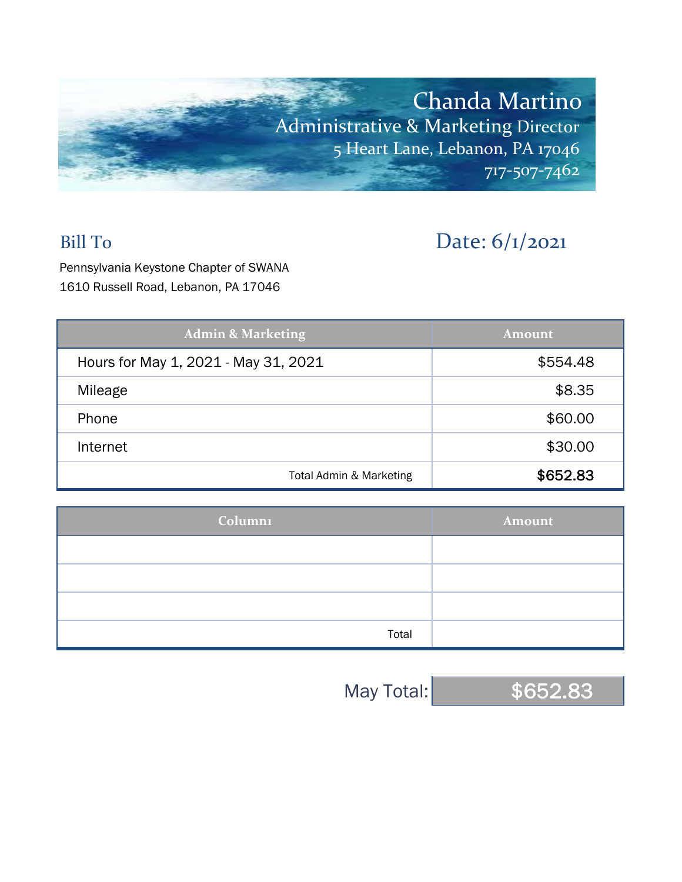# Chanda Martino

Administrative & Marketing Director
5 Heart Lane, Lebanon, PA 17046
717-507-7462

## Bill To

**Date: 6/1/2021**

Pennsylvania Keystone Chapter of SWANA
1610 Russell Road, Lebanon, PA 17046

| Admin & Marketing | Amount |
|---|---|
| Hours for May 1, 2021 - May 31, 2021 | $554.48 |
| Mileage | $8.35 |
| Phone | $60.00 |
| Internet | $30.00 |
| Total Admin & Marketing | **$652.83** |

| Column1 | Amount |
|---|---|
| | |
| | |
| | |
| Total | |

May Total: **$652.83**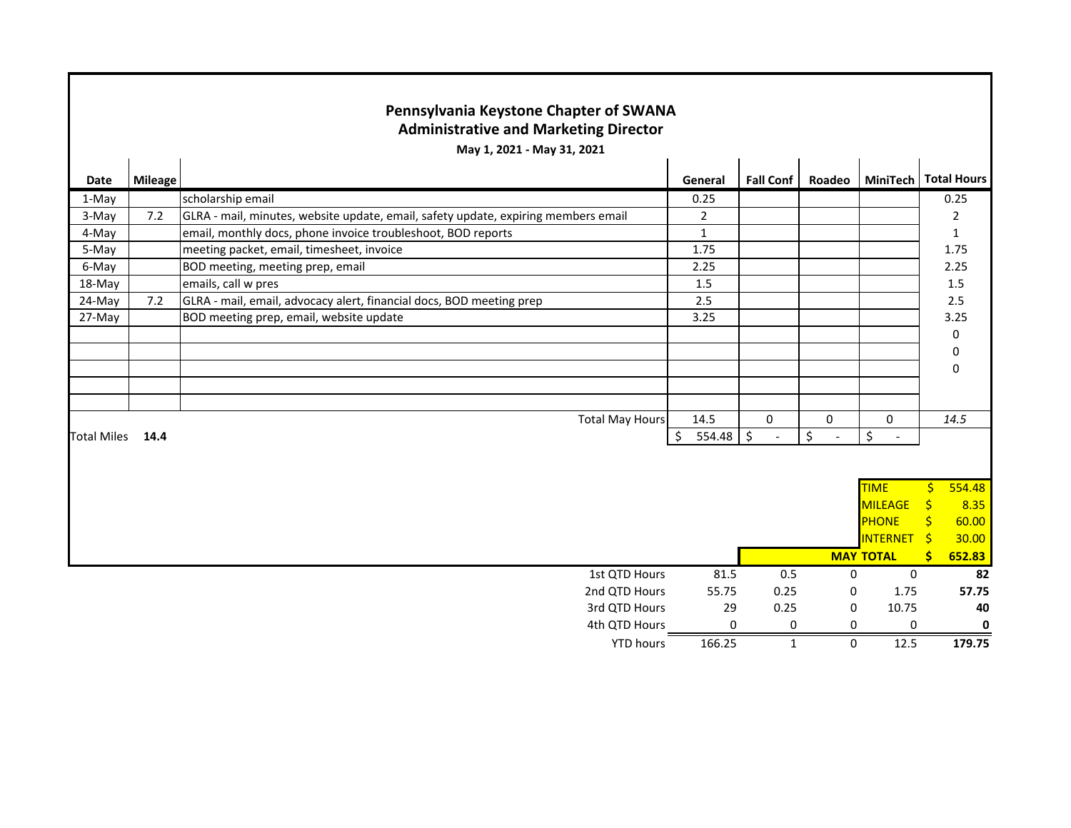# Pennsylvania Keystone Chapter of SWANA
## Administrative and Marketing Director
**May 1, 2021 - May 31, 2021**

| Date | Mileage | | General | Fall Conf | Roadeo | MiniTech | Total Hours |
|---|---|---|---|---|---|---|---|
| 1-May | | scholarship email | 0.25 | | | | 0.25 |
| 3-May | 7.2 | GLRA - mail, minutes, website update, email, safety update, expiring members email | 2 | | | | 2 |
| 4-May | | email, monthly docs, phone invoice troubleshoot, BOD reports | 1 | | | | 1 |
| 5-May | | meeting packet, email, timesheet, invoice | 1.75 | | | | 1.75 |
| 6-May | | BOD meeting, meeting prep, email | 2.25 | | | | 2.25 |
| 18-May | | emails, call w pres | 1.5 | | | | 1.5 |
| 24-May | 7.2 | GLRA - mail, email, advocacy alert, financial docs, BOD meeting prep | 2.5 | | | | 2.5 |
| 27-May | | BOD meeting prep, email, website update | 3.25 | | | | 3.25 |
| | | | | | | | 0 |
| | | | | | | | 0 |
| | | | | | | | 0 |
| | | | | | | | |
| | | | | | | | |
| | | Total May Hours | 14.5 | 0 | 0 | 0 | *14.5* |
| Total Miles | **14.4** | | $ 554.48 | $ - | $ - | $ - | |

| | |
|---|---|
| TIME | $ 554.48 |
| MILEAGE | $ 8.35 |
| PHONE | $ 60.00 |
| INTERNET | $ 30.00 |
| **MAY TOTAL** | **$ 652.83** |

| | General | Fall Conf | Roadeo | MiniTech | Total Hours |
|---|---|---|---|---|---|
| 1st QTD Hours | 81.5 | 0.5 | 0 | 0 | **82** |
| 2nd QTD Hours | 55.75 | 0.25 | 0 | 1.75 | **57.75** |
| 3rd QTD Hours | 29 | 0.25 | 0 | 10.75 | **40** |
| 4th QTD Hours | 0 | 0 | 0 | 0 | **0** |
| YTD hours | 166.25 | 1 | 0 | 12.5 | **179.75** |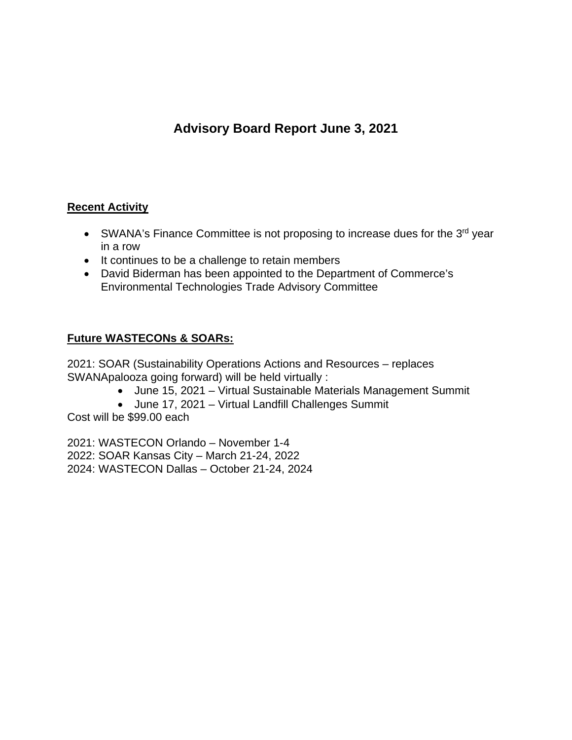# Advisory Board Report June 3, 2021

## Recent Activity

- SWANA's Finance Committee is not proposing to increase dues for the 3rd year in a row
- It continues to be a challenge to retain members
- David Biderman has been appointed to the Department of Commerce's Environmental Technologies Trade Advisory Committee

## Future WASTECONs & SOARs:

2021: SOAR (Sustainability Operations Actions and Resources – replaces SWANApalooza going forward) will be held virtually :

- June 15, 2021 – Virtual Sustainable Materials Management Summit
- June 17, 2021 – Virtual Landfill Challenges Summit

Cost will be $99.00 each

2021: WASTECON Orlando – November 1-4
2022: SOAR Kansas City – March 21-24, 2022
2024: WASTECON Dallas – October 21-24, 2024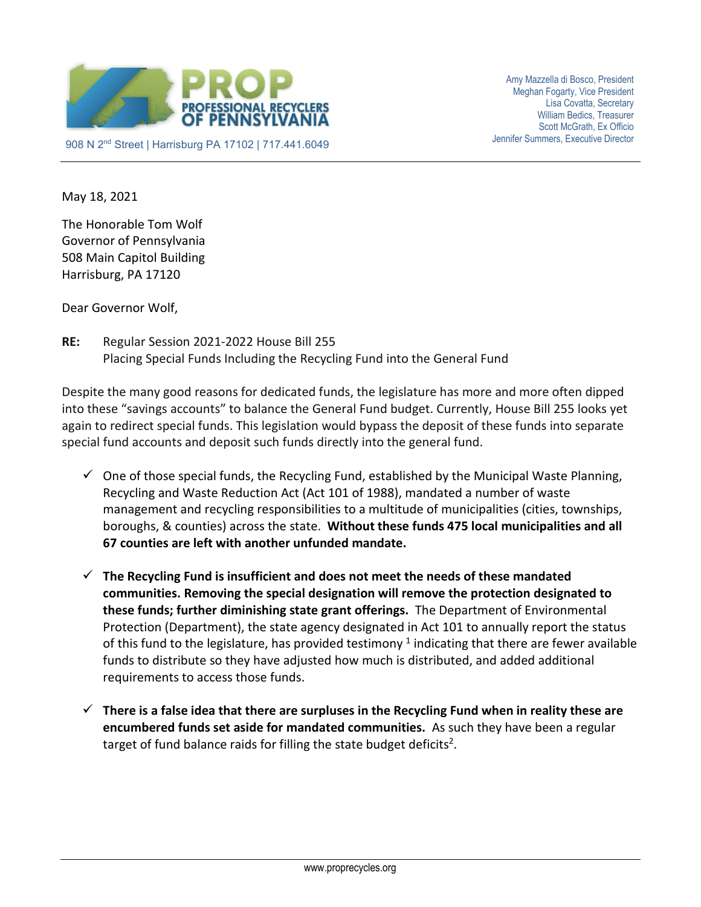**PROP**
**PROFESSIONAL RECYCLERS OF PENNSYLVANIA**

908 N 2nd Street | Harrisburg PA 17102 | 717.441.6049

Amy Mazzella di Bosco, President
Meghan Fogarty, Vice President
Lisa Covatta, Secretary
William Bedics, Treasurer
Scott McGrath, Ex Officio
Jennifer Summers, Executive Director

May 18, 2021

The Honorable Tom Wolf
Governor of Pennsylvania
508 Main Capitol Building
Harrisburg, PA 17120

Dear Governor Wolf,

**RE:** Regular Session 2021-2022 House Bill 255
Placing Special Funds Including the Recycling Fund into the General Fund

Despite the many good reasons for dedicated funds, the legislature has more and more often dipped into these "savings accounts" to balance the General Fund budget. Currently, House Bill 255 looks yet again to redirect special funds. This legislation would bypass the deposit of these funds into separate special fund accounts and deposit such funds directly into the general fund.

- ✓ One of those special funds, the Recycling Fund, established by the Municipal Waste Planning, Recycling and Waste Reduction Act (Act 101 of 1988), mandated a number of waste management and recycling responsibilities to a multitude of municipalities (cities, townships, boroughs, & counties) across the state. **Without these funds 475 local municipalities and all 67 counties are left with another unfunded mandate.**

- ✓ **The Recycling Fund is insufficient and does not meet the needs of these mandated communities. Removing the special designation will remove the protection designated to these funds; further diminishing state grant offerings.** The Department of Environmental Protection (Department), the state agency designated in Act 101 to annually report the status of this fund to the legislature, has provided testimony [1] indicating that there are fewer available funds to distribute so they have adjusted how much is distributed, and added additional requirements to access those funds.

- ✓ **There is a false idea that there are surpluses in the Recycling Fund when in reality these are encumbered funds set aside for mandated communities.** As such they have been a regular target of fund balance raids for filling the state budget deficits[2].

www.proprecycles.org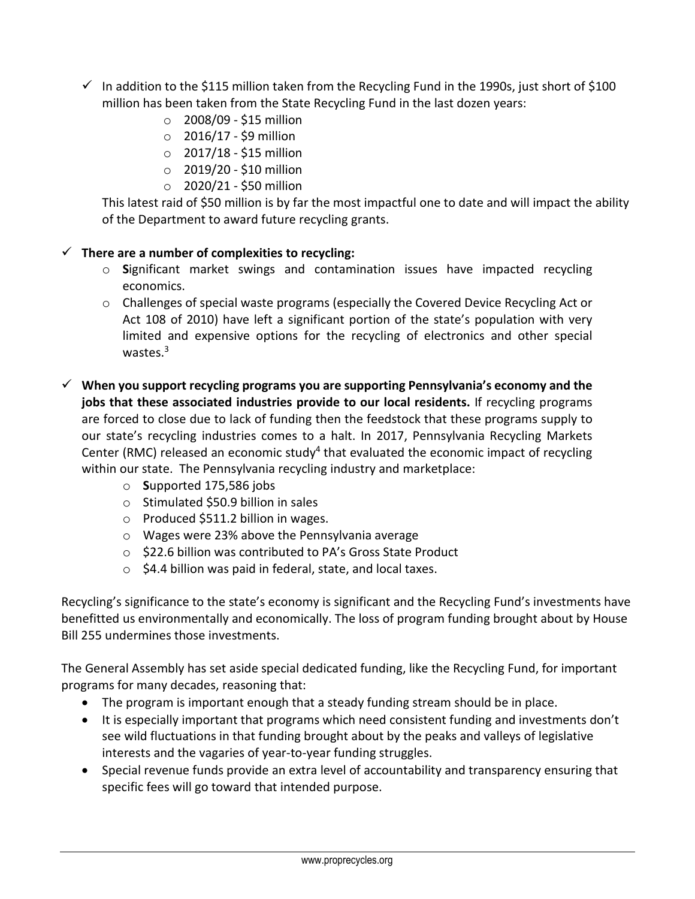- ✓ In addition to the $115 million taken from the Recycling Fund in the 1990s, just short of $100 million has been taken from the State Recycling Fund in the last dozen years:
  - 2008/09 - $15 million
  - 2016/17 - $9 million
  - 2017/18 - $15 million
  - 2019/20 - $10 million
  - 2020/21 - $50 million

  This latest raid of $50 million is by far the most impactful one to date and will impact the ability of the Department to award future recycling grants.

- ✓ **There are a number of complexities to recycling:**
  - **S**ignificant market swings and contamination issues have impacted recycling economics.
  - Challenges of special waste programs (especially the Covered Device Recycling Act or Act 108 of 2010) have left a significant portion of the state's population with very limited and expensive options for the recycling of electronics and other special wastes.[3]

- ✓ **When you support recycling programs you are supporting Pennsylvania's economy and the jobs that these associated industries provide to our local residents.** If recycling programs are forced to close due to lack of funding then the feedstock that these programs supply to our state's recycling industries comes to a halt. In 2017, Pennsylvania Recycling Markets Center (RMC) released an economic study[4] that evaluated the economic impact of recycling within our state. The Pennsylvania recycling industry and marketplace:
  - **S**upported 175,586 jobs
  - Stimulated $50.9 billion in sales
  - Produced $511.2 billion in wages.
  - Wages were 23% above the Pennsylvania average
  - $22.6 billion was contributed to PA's Gross State Product
  - $4.4 billion was paid in federal, state, and local taxes.

Recycling's significance to the state's economy is significant and the Recycling Fund's investments have benefitted us environmentally and economically. The loss of program funding brought about by House Bill 255 undermines those investments.

The General Assembly has set aside special dedicated funding, like the Recycling Fund, for important programs for many decades, reasoning that:

- The program is important enough that a steady funding stream should be in place.
- It is especially important that programs which need consistent funding and investments don't see wild fluctuations in that funding brought about by the peaks and valleys of legislative interests and the vagaries of year-to-year funding struggles.
- Special revenue funds provide an extra level of accountability and transparency ensuring that specific fees will go toward that intended purpose.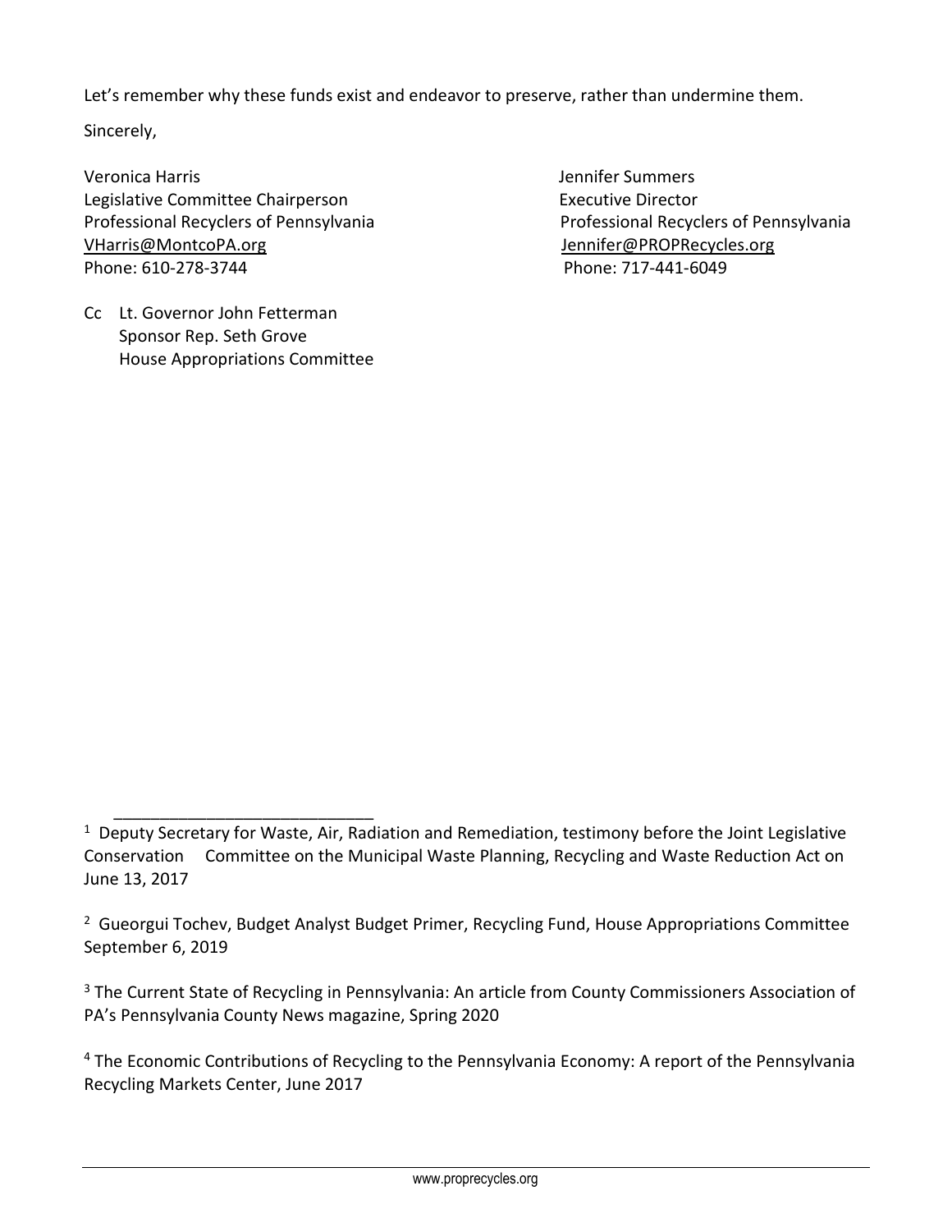Let's remember why these funds exist and endeavor to preserve, rather than undermine them.

Sincerely,

Veronica Harris
Legislative Committee Chairperson
Professional Recyclers of Pennsylvania
VHarris@MontcoPA.org
Phone: 610-278-3744

Jennifer Summers
Executive Director
Professional Recyclers of Pennsylvania
Jennifer@PROPRecycles.org
Phone: 717-441-6049

Cc Lt. Governor John Fetterman
Sponsor Rep. Seth Grove
House Appropriations Committee

---

[1] Deputy Secretary for Waste, Air, Radiation and Remediation, testimony before the Joint Legislative Conservation Committee on the Municipal Waste Planning, Recycling and Waste Reduction Act on June 13, 2017

[2] Gueorgui Tochev, Budget Analyst Budget Primer, Recycling Fund, House Appropriations Committee September 6, 2019

[3] The Current State of Recycling in Pennsylvania: An article from County Commissioners Association of PA's Pennsylvania County News magazine, Spring 2020

[4] The Economic Contributions of Recycling to the Pennsylvania Economy: A report of the Pennsylvania Recycling Markets Center, June 2017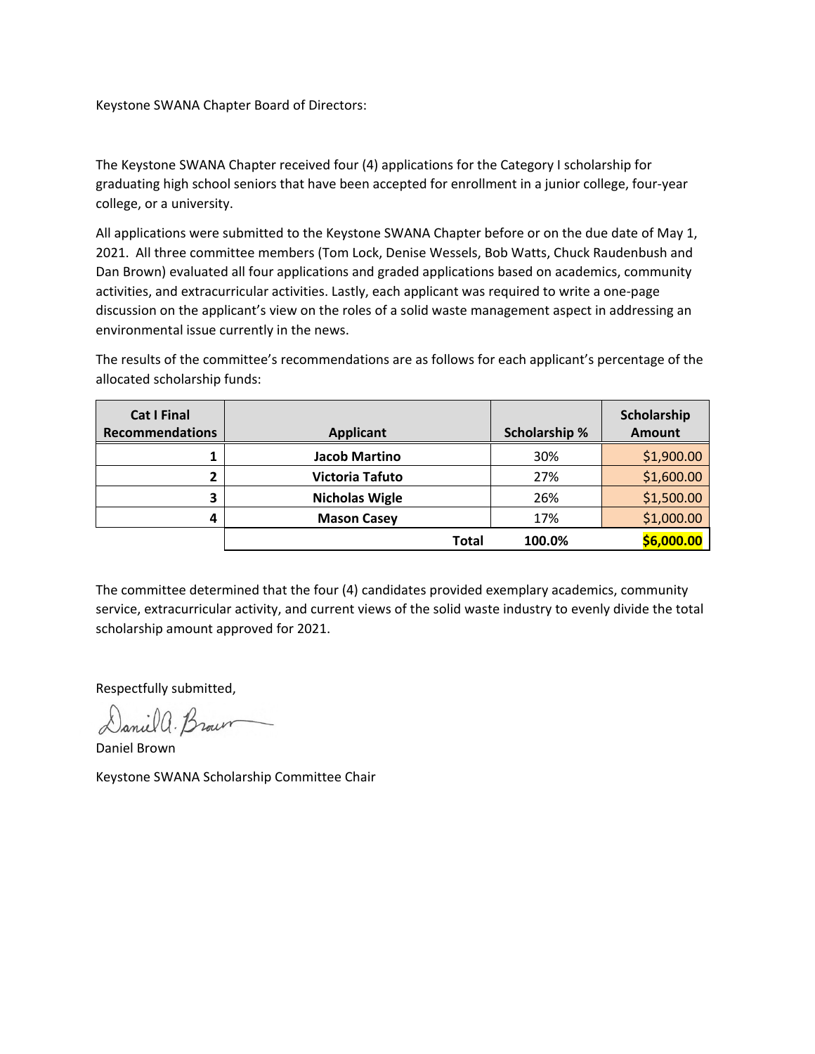Keystone SWANA Chapter Board of Directors:

The Keystone SWANA Chapter received four (4) applications for the Category I scholarship for graduating high school seniors that have been accepted for enrollment in a junior college, four-year college, or a university.

All applications were submitted to the Keystone SWANA Chapter before or on the due date of May 1, 2021. All three committee members (Tom Lock, Denise Wessels, Bob Watts, Chuck Raudenbush and Dan Brown) evaluated all four applications and graded applications based on academics, community activities, and extracurricular activities. Lastly, each applicant was required to write a one-page discussion on the applicant's view on the roles of a solid waste management aspect in addressing an environmental issue currently in the news.

The results of the committee's recommendations are as follows for each applicant's percentage of the allocated scholarship funds:

| Cat I Final Recommendations | Applicant | Scholarship % | Scholarship Amount |
|---|---|---|---|
| 1 | **Jacob Martino** | 30% | $1,900.00 |
| 2 | **Victoria Tafuto** | 27% | $1,600.00 |
| 3 | **Nicholas Wigle** | 26% | $1,500.00 |
| 4 | **Mason Casey** | 17% | $1,000.00 |
| | **Total** | **100.0%** | **$6,000.00** |

The committee determined that the four (4) candidates provided exemplary academics, community service, extracurricular activity, and current views of the solid waste industry to evenly divide the total scholarship amount approved for 2021.

Respectfully submitted,

Daniel A. Brown

Daniel Brown

Keystone SWANA Scholarship Committee Chair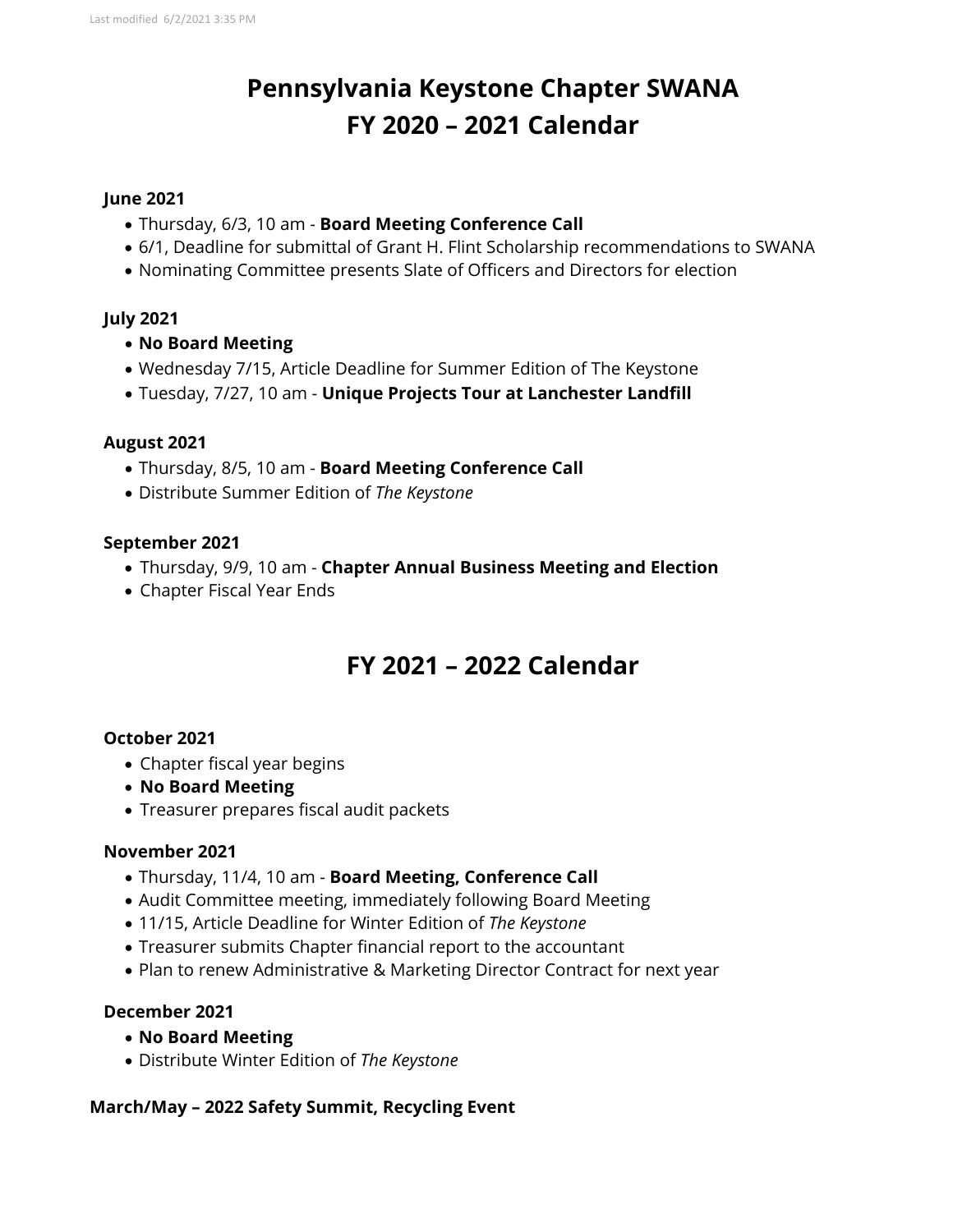# Pennsylvania Keystone Chapter SWANA
# FY 2020 – 2021 Calendar

**June 2021**

- Thursday, 6/3, 10 am - **Board Meeting Conference Call**
- 6/1, Deadline for submittal of Grant H. Flint Scholarship recommendations to SWANA
- Nominating Committee presents Slate of Officers and Directors for election

**July 2021**

- **No Board Meeting**
- Wednesday 7/15, Article Deadline for Summer Edition of The Keystone
- Tuesday, 7/27, 10 am - **Unique Projects Tour at Lanchester Landfill**

**August 2021**

- Thursday, 8/5, 10 am - **Board Meeting Conference Call**
- Distribute Summer Edition of *The Keystone*

**September 2021**

- Thursday, 9/9, 10 am - **Chapter Annual Business Meeting and Election**
- Chapter Fiscal Year Ends

# FY 2021 – 2022 Calendar

**October 2021**

- Chapter fiscal year begins
- **No Board Meeting**
- Treasurer prepares fiscal audit packets

**November 2021**

- Thursday, 11/4, 10 am - **Board Meeting, Conference Call**
- Audit Committee meeting, immediately following Board Meeting
- 11/15, Article Deadline for Winter Edition of *The Keystone*
- Treasurer submits Chapter financial report to the accountant
- Plan to renew Administrative & Marketing Director Contract for next year

**December 2021**

- **No Board Meeting**
- Distribute Winter Edition of *The Keystone*

**March/May – 2022 Safety Summit, Recycling Event**